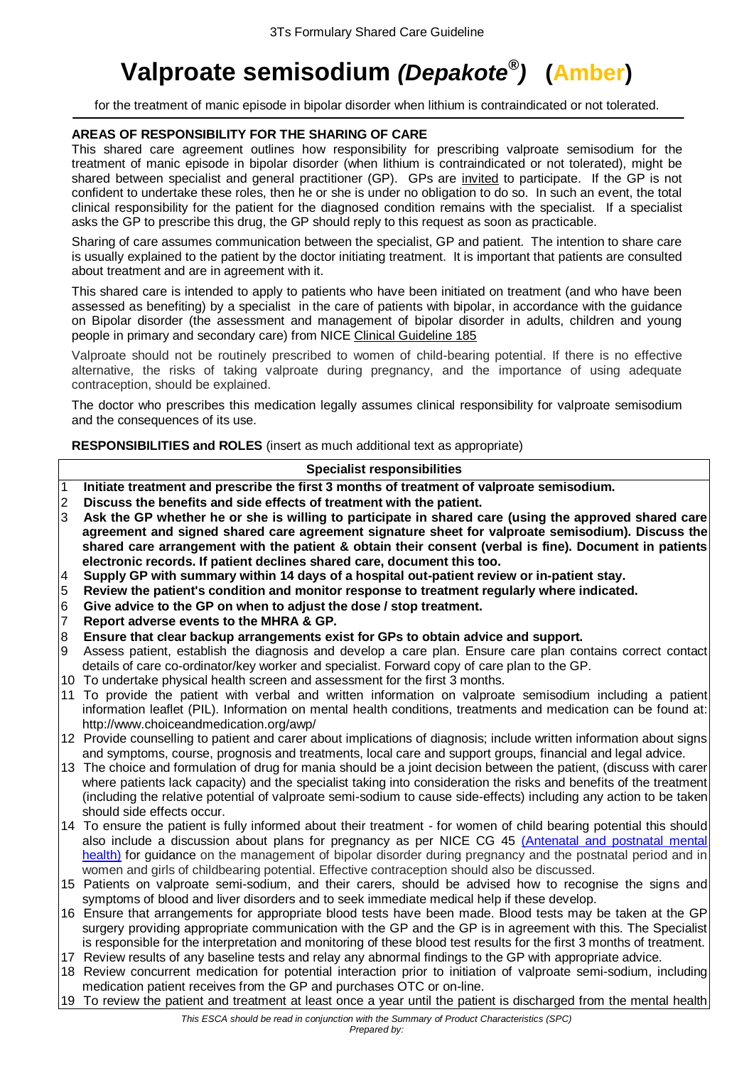# Valproate semisodium *(Depakote®)* (Amber)

for the treatment of manic episode in bipolar disorder when lithium is contraindicated or not tolerated.

**AREAS OF RESPONSIBILITY FOR THE SHARING OF CARE**

This shared care agreement outlines how responsibility for prescribing valproate semisodium for the treatment of manic episode in bipolar disorder (when lithium is contraindicated or not tolerated), might be shared between specialist and general practitioner (GP). GPs are invited to participate. If the GP is not confident to undertake these roles, then he or she is under no obligation to do so. In such an event, the total clinical responsibility for the patient for the diagnosed condition remains with the specialist. If a specialist asks the GP to prescribe this drug, the GP should reply to this request as soon as practicable.

Sharing of care assumes communication between the specialist, GP and patient. The intention to share care is usually explained to the patient by the doctor initiating treatment. It is important that patients are consulted about treatment and are in agreement with it.

This shared care is intended to apply to patients who have been initiated on treatment (and who have been assessed as benefiting) by a specialist in the care of patients with bipolar, in accordance with the guidance on Bipolar disorder (the assessment and management of bipolar disorder in adults, children and young people in primary and secondary care) from NICE Clinical Guideline 185

Valproate should not be routinely prescribed to women of child-bearing potential. If there is no effective alternative, the risks of taking valproate during pregnancy, and the importance of using adequate contraception, should be explained.

The doctor who prescribes this medication legally assumes clinical responsibility for valproate semisodium and the consequences of its use.

**RESPONSIBILITIES and ROLES** (insert as much additional text as appropriate)

| | Specialist responsibilities |
|---|---|
| 1 | **Initiate treatment and prescribe the first 3 months of treatment of valproate semisodium.** |
| 2 | **Discuss the benefits and side effects of treatment with the patient.** |
| 3 | **Ask the GP whether he or she is willing to participate in shared care (using the approved shared care agreement and signed shared care agreement signature sheet for valproate semisodium). Discuss the shared care arrangement with the patient & obtain their consent (verbal is fine). Document in patients electronic records. If patient declines shared care, document this too.** |
| 4 | **Supply GP with summary within 14 days of a hospital out-patient review or in-patient stay.** |
| 5 | **Review the patient's condition and monitor response to treatment regularly where indicated.** |
| 6 | **Give advice to the GP on when to adjust the dose / stop treatment.** |
| 7 | **Report adverse events to the MHRA & GP.** |
| 8 | **Ensure that clear backup arrangements exist for GPs to obtain advice and support.** |
| 9 | Assess patient, establish the diagnosis and develop a care plan. Ensure care plan contains correct contact details of care co-ordinator/key worker and specialist. Forward copy of care plan to the GP. |
| 10 | To undertake physical health screen and assessment for the first 3 months. |
| 11 | To provide the patient with verbal and written information on valproate semisodium including a patient information leaflet (PIL). Information on mental health conditions, treatments and medication can be found at: http://www.choiceandmedication.org/awp/ |
| 12 | Provide counselling to patient and carer about implications of diagnosis; include written information about signs and symptoms, course, prognosis and treatments, local care and support groups, financial and legal advice. |
| 13 | The choice and formulation of drug for mania should be a joint decision between the patient, (discuss with carer where patients lack capacity) and the specialist taking into consideration the risks and benefits of the treatment (including the relative potential of valproate semi-sodium to cause side-effects) including any action to be taken should side effects occur. |
| 14 | To ensure the patient is fully informed about their treatment - for women of child bearing potential this should also include a discussion about plans for pregnancy as per NICE CG 45 (Antenatal and postnatal mental health) for guidance on the management of bipolar disorder during pregnancy and the postnatal period and in women and girls of childbearing potential. Effective contraception should also be discussed. |
| 15 | Patients on valproate semi-sodium, and their carers, should be advised how to recognise the signs and symptoms of blood and liver disorders and to seek immediate medical help if these develop. |
| 16 | Ensure that arrangements for appropriate blood tests have been made. Blood tests may be taken at the GP surgery providing appropriate communication with the GP and the GP is in agreement with this. The Specialist is responsible for the interpretation and monitoring of these blood test results for the first 3 months of treatment. |
| 17 | Review results of any baseline tests and relay any abnormal findings to the GP with appropriate advice. |
| 18 | Review concurrent medication for potential interaction prior to initiation of valproate semi-sodium, including medication patient receives from the GP and purchases OTC or on-line. |
| 19 | To review the patient and treatment at least once a year until the patient is discharged from the mental health |

*This ESCA should be read in conjunction with the Summary of Product Characteristics (SPC)*

*Prepared by:*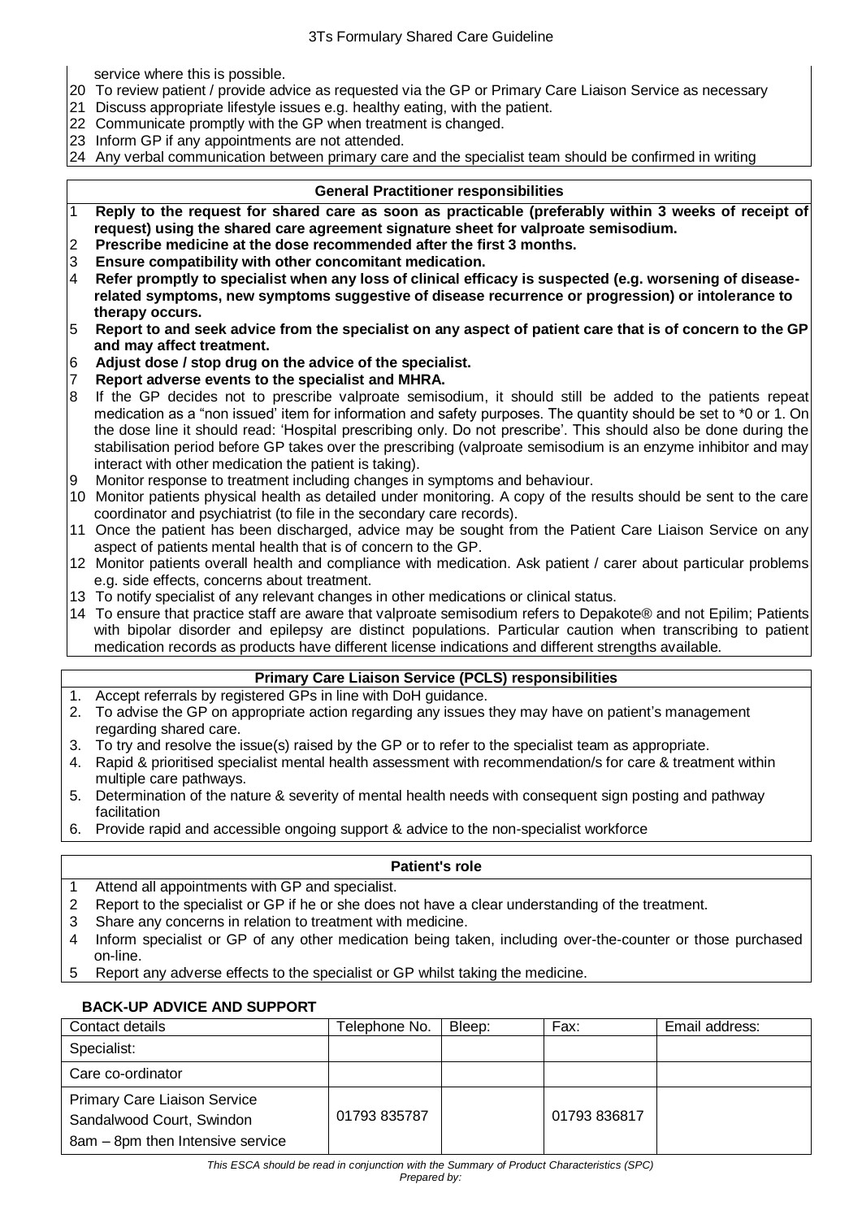service where this is possible.

20 To review patient / provide advice as requested via the GP or Primary Care Liaison Service as necessary
21 Discuss appropriate lifestyle issues e.g. healthy eating, with the patient.
22 Communicate promptly with the GP when treatment is changed.
23 Inform GP if any appointments are not attended.
24 Any verbal communication between primary care and the specialist team should be confirmed in writing

### General Practitioner responsibilities

1. **Reply to the request for shared care as soon as practicable (preferably within 3 weeks of receipt of request) using the shared care agreement signature sheet for valproate semisodium.**
2. **Prescribe medicine at the dose recommended after the first 3 months.**
3. **Ensure compatibility with other concomitant medication.**
4. **Refer promptly to specialist when any loss of clinical efficacy is suspected (e.g. worsening of disease-related symptoms, new symptoms suggestive of disease recurrence or progression) or intolerance to therapy occurs.**
5. **Report to and seek advice from the specialist on any aspect of patient care that is of concern to the GP and may affect treatment.**
6. **Adjust dose / stop drug on the advice of the specialist.**
7. **Report adverse events to the specialist and MHRA.**
8. If the GP decides not to prescribe valproate semisodium, it should still be added to the patients repeat medication as a "non issued' item for information and safety purposes. The quantity should be set to *0 or 1. On the dose line it should read: 'Hospital prescribing only. Do not prescribe'. This should also be done during the stabilisation period before GP takes over the prescribing (valproate semisodium is an enzyme inhibitor and may interact with other medication the patient is taking).
9. Monitor response to treatment including changes in symptoms and behaviour.
10. Monitor patients physical health as detailed under monitoring. A copy of the results should be sent to the care coordinator and psychiatrist (to file in the secondary care records).
11. Once the patient has been discharged, advice may be sought from the Patient Care Liaison Service on any aspect of patients mental health that is of concern to the GP.
12. Monitor patients overall health and compliance with medication. Ask patient / carer about particular problems e.g. side effects, concerns about treatment.
13. To notify specialist of any relevant changes in other medications or clinical status.
14. To ensure that practice staff are aware that valproate semisodium refers to Depakote® and not Epilim; Patients with bipolar disorder and epilepsy are distinct populations. Particular caution when transcribing to patient medication records as products have different license indications and different strengths available.

### Primary Care Liaison Service (PCLS) responsibilities

1. Accept referrals by registered GPs in line with DoH guidance.
2. To advise the GP on appropriate action regarding any issues they may have on patient's management regarding shared care.
3. To try and resolve the issue(s) raised by the GP or to refer to the specialist team as appropriate.
4. Rapid & prioritised specialist mental health assessment with recommendation/s for care & treatment within multiple care pathways.
5. Determination of the nature & severity of mental health needs with consequent sign posting and pathway facilitation
6. Provide rapid and accessible ongoing support & advice to the non-specialist workforce

### Patient's role

1. Attend all appointments with GP and specialist.
2. Report to the specialist or GP if he or she does not have a clear understanding of the treatment.
3. Share any concerns in relation to treatment with medicine.
4. Inform specialist or GP of any other medication being taken, including over-the-counter or those purchased on-line.
5. Report any adverse effects to the specialist or GP whilst taking the medicine.

### BACK-UP ADVICE AND SUPPORT

| Contact details | Telephone No. | Bleep: | Fax: | Email address: |
|---|---|---|---|---|
| Specialist: | | | | |
| Care co-ordinator | | | | |
| Primary Care Liaison Service<br>Sandalwood Court, Swindon<br>8am – 8pm then Intensive service | 01793 835787 | | 01793 836817 | |

*This ESCA should be read in conjunction with the Summary of Product Characteristics (SPC)*
*Prepared by:*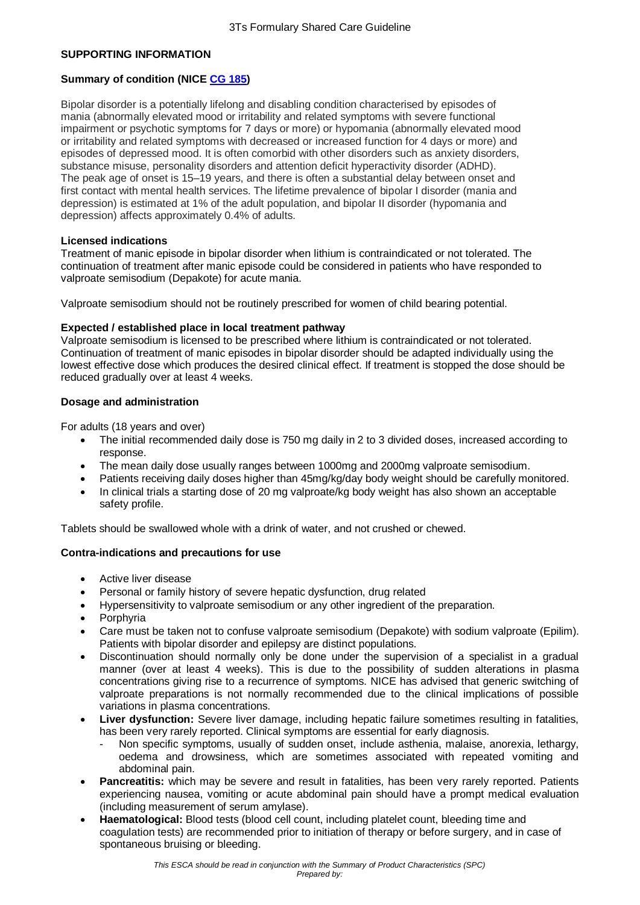## SUPPORTING INFORMATION

### Summary of condition (NICE CG 185)

Bipolar disorder is a potentially lifelong and disabling condition characterised by episodes of mania (abnormally elevated mood or irritability and related symptoms with severe functional impairment or psychotic symptoms for 7 days or more) or hypomania (abnormally elevated mood or irritability and related symptoms with decreased or increased function for 4 days or more) and episodes of depressed mood. It is often comorbid with other disorders such as anxiety disorders, substance misuse, personality disorders and attention deficit hyperactivity disorder (ADHD). The peak age of onset is 15–19 years, and there is often a substantial delay between onset and first contact with mental health services. The lifetime prevalence of bipolar I disorder (mania and depression) is estimated at 1% of the adult population, and bipolar II disorder (hypomania and depression) affects approximately 0.4% of adults.

### Licensed indications

Treatment of manic episode in bipolar disorder when lithium is contraindicated or not tolerated. The continuation of treatment after manic episode could be considered in patients who have responded to valproate semisodium (Depakote) for acute mania.

Valproate semisodium should not be routinely prescribed for women of child bearing potential.

### Expected / established place in local treatment pathway

Valproate semisodium is licensed to be prescribed where lithium is contraindicated or not tolerated. Continuation of treatment of manic episodes in bipolar disorder should be adapted individually using the lowest effective dose which produces the desired clinical effect. If treatment is stopped the dose should be reduced gradually over at least 4 weeks.

### Dosage and administration

For adults (18 years and over)

- The initial recommended daily dose is 750 mg daily in 2 to 3 divided doses, increased according to response.
- The mean daily dose usually ranges between 1000mg and 2000mg valproate semisodium.
- Patients receiving daily doses higher than 45mg/kg/day body weight should be carefully monitored.
- In clinical trials a starting dose of 20 mg valproate/kg body weight has also shown an acceptable safety profile.

Tablets should be swallowed whole with a drink of water, and not crushed or chewed.

### Contra-indications and precautions for use

- Active liver disease
- Personal or family history of severe hepatic dysfunction, drug related
- Hypersensitivity to valproate semisodium or any other ingredient of the preparation.
- Porphyria
- Care must be taken not to confuse valproate semisodium (Depakote) with sodium valproate (Epilim). Patients with bipolar disorder and epilepsy are distinct populations.
- Discontinuation should normally only be done under the supervision of a specialist in a gradual manner (over at least 4 weeks). This is due to the possibility of sudden alterations in plasma concentrations giving rise to a recurrence of symptoms. NICE has advised that generic switching of valproate preparations is not normally recommended due to the clinical implications of possible variations in plasma concentrations.
- **Liver dysfunction:** Severe liver damage, including hepatic failure sometimes resulting in fatalities, has been very rarely reported. Clinical symptoms are essential for early diagnosis.
  - Non specific symptoms, usually of sudden onset, include asthenia, malaise, anorexia, lethargy, oedema and drowsiness, which are sometimes associated with repeated vomiting and abdominal pain.
- **Pancreatitis:** which may be severe and result in fatalities, has been very rarely reported. Patients experiencing nausea, vomiting or acute abdominal pain should have a prompt medical evaluation (including measurement of serum amylase).
- **Haematological:** Blood tests (blood cell count, including platelet count, bleeding time and coagulation tests) are recommended prior to initiation of therapy or before surgery, and in case of spontaneous bruising or bleeding.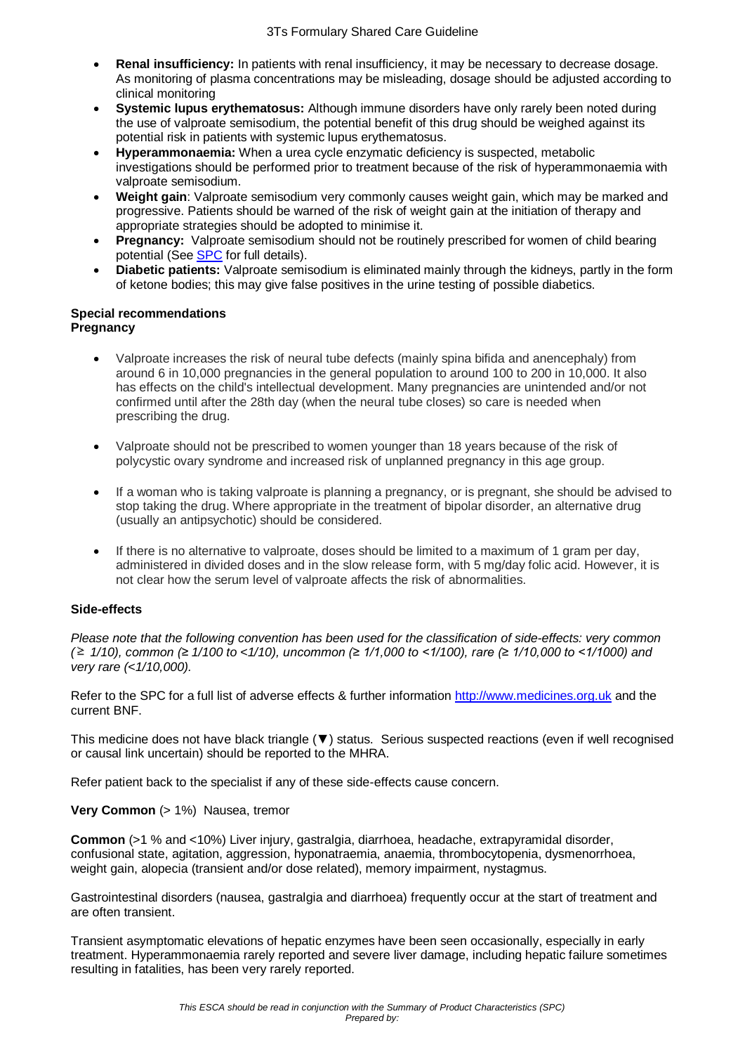- **Renal insufficiency:** In patients with renal insufficiency, it may be necessary to decrease dosage. As monitoring of plasma concentrations may be misleading, dosage should be adjusted according to clinical monitoring
- **Systemic lupus erythematosus:** Although immune disorders have only rarely been noted during the use of valproate semisodium, the potential benefit of this drug should be weighed against its potential risk in patients with systemic lupus erythematosus.
- **Hyperammonaemia:** When a urea cycle enzymatic deficiency is suspected, metabolic investigations should be performed prior to treatment because of the risk of hyperammonaemia with valproate semisodium.
- **Weight gain**: Valproate semisodium very commonly causes weight gain, which may be marked and progressive. Patients should be warned of the risk of weight gain at the initiation of therapy and appropriate strategies should be adopted to minimise it.
- **Pregnancy:** Valproate semisodium should not be routinely prescribed for women of child bearing potential (See SPC for full details).
- **Diabetic patients:** Valproate semisodium is eliminated mainly through the kidneys, partly in the form of ketone bodies; this may give false positives in the urine testing of possible diabetics.

**Special recommendations**
**Pregnancy**

- Valproate increases the risk of neural tube defects (mainly spina bifida and anencephaly) from around 6 in 10,000 pregnancies in the general population to around 100 to 200 in 10,000. It also has effects on the child's intellectual development. Many pregnancies are unintended and/or not confirmed until after the 28th day (when the neural tube closes) so care is needed when prescribing the drug.

- Valproate should not be prescribed to women younger than 18 years because of the risk of polycystic ovary syndrome and increased risk of unplanned pregnancy in this age group.

- If a woman who is taking valproate is planning a pregnancy, or is pregnant, she should be advised to stop taking the drug. Where appropriate in the treatment of bipolar disorder, an alternative drug (usually an antipsychotic) should be considered.

- If there is no alternative to valproate, doses should be limited to a maximum of 1 gram per day, administered in divided doses and in the slow release form, with 5 mg/day folic acid. However, it is not clear how the serum level of valproate affects the risk of abnormalities.

**Side-effects**

*Please note that the following convention has been used for the classification of side-effects: very common (≥ 1/10), common (≥ 1/100 to <1/10), uncommon (≥ 1/1,000 to <1/100), rare (≥ 1/10,000 to <1/1000) and very rare (<1/10,000).*

Refer to the SPC for a full list of adverse effects & further information http://www.medicines.org.uk and the current BNF.

This medicine does not have black triangle (▼) status. Serious suspected reactions (even if well recognised or causal link uncertain) should be reported to the MHRA.

Refer patient back to the specialist if any of these side-effects cause concern.

**Very Common** (> 1%) Nausea, tremor

**Common** (>1 % and <10%) Liver injury, gastralgia, diarrhoea, headache, extrapyramidal disorder, confusional state, agitation, aggression, hyponatraemia, anaemia, thrombocytopenia, dysmenorrhoea, weight gain, alopecia (transient and/or dose related), memory impairment, nystagmus.

Gastrointestinal disorders (nausea, gastralgia and diarrhoea) frequently occur at the start of treatment and are often transient.

Transient asymptomatic elevations of hepatic enzymes have been seen occasionally, especially in early treatment. Hyperammonaemia rarely reported and severe liver damage, including hepatic failure sometimes resulting in fatalities, has been very rarely reported.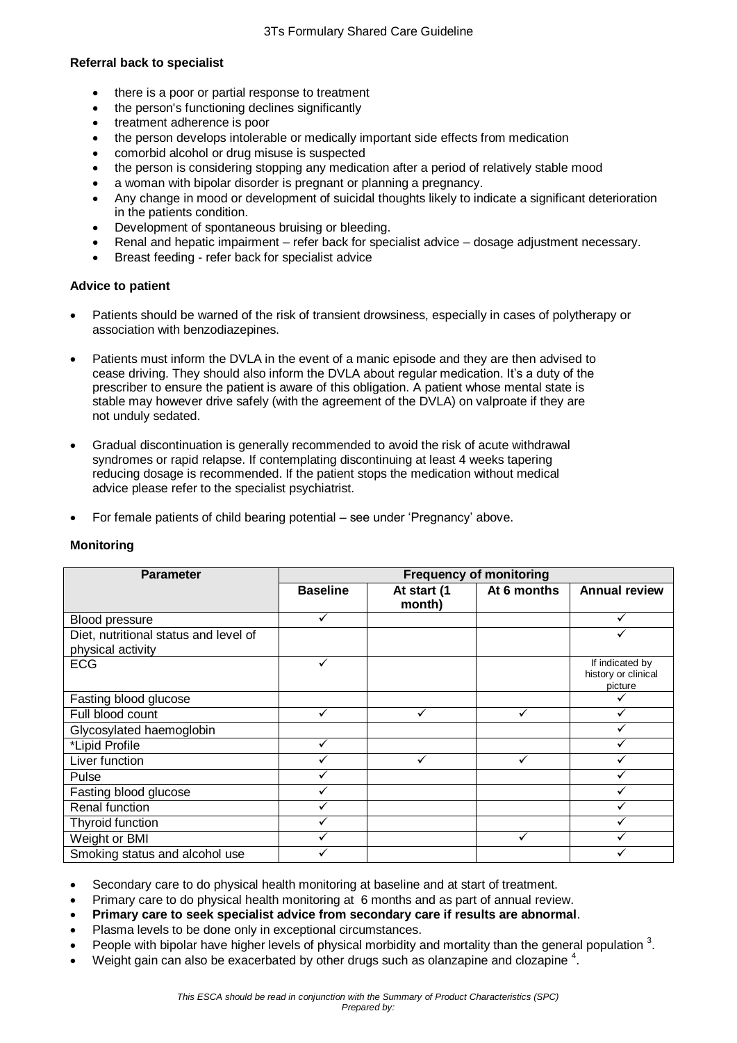**Referral back to specialist**

- there is a poor or partial response to treatment
- the person's functioning declines significantly
- treatment adherence is poor
- the person develops intolerable or medically important side effects from medication
- comorbid alcohol or drug misuse is suspected
- the person is considering stopping any medication after a period of relatively stable mood
- a woman with bipolar disorder is pregnant or planning a pregnancy.
- Any change in mood or development of suicidal thoughts likely to indicate a significant deterioration in the patients condition.
- Development of spontaneous bruising or bleeding.
- Renal and hepatic impairment – refer back for specialist advice – dosage adjustment necessary.
- Breast feeding - refer back for specialist advice

**Advice to patient**

- Patients should be warned of the risk of transient drowsiness, especially in cases of polytherapy or association with benzodiazepines.
- Patients must inform the DVLA in the event of a manic episode and they are then advised to cease driving. They should also inform the DVLA about regular medication. It's a duty of the prescriber to ensure the patient is aware of this obligation. A patient whose mental state is stable may however drive safely (with the agreement of the DVLA) on valproate if they are not unduly sedated.
- Gradual discontinuation is generally recommended to avoid the risk of acute withdrawal syndromes or rapid relapse. If contemplating discontinuing at least 4 weeks tapering reducing dosage is recommended. If the patient stops the medication without medical advice please refer to the specialist psychiatrist.
- For female patients of child bearing potential – see under 'Pregnancy' above.

**Monitoring**

| Parameter | Frequency of monitoring | | | |
|---|---|---|---|---|
| | Baseline | At start (1 month) | At 6 months | Annual review |
| Blood pressure | ✓ | | | ✓ |
| Diet, nutritional status and level of physical activity | | | | ✓ |
| ECG | ✓ | | | If indicated by history or clinical picture |
| Fasting blood glucose | | | | ✓ |
| Full blood count | ✓ | ✓ | ✓ | ✓ |
| Glycosylated haemoglobin | | | | ✓ |
| *Lipid Profile | ✓ | | | ✓ |
| Liver function | ✓ | ✓ | ✓ | ✓ |
| Pulse | ✓ | | | ✓ |
| Fasting blood glucose | ✓ | | | ✓ |
| Renal function | ✓ | | | ✓ |
| Thyroid function | ✓ | | | ✓ |
| Weight or BMI | ✓ | | ✓ | ✓ |
| Smoking status and alcohol use | ✓ | | | ✓ |

- Secondary care to do physical health monitoring at baseline and at start of treatment.
- Primary care to do physical health monitoring at 6 months and as part of annual review.
- **Primary care to seek specialist advice from secondary care if results are abnormal**.
- Plasma levels to be done only in exceptional circumstances.
- People with bipolar have higher levels of physical morbidity and mortality than the general population [3].
- Weight gain can also be exacerbated by other drugs such as olanzapine and clozapine [4].

*This ESCA should be read in conjunction with the Summary of Product Characteristics (SPC)*
*Prepared by:*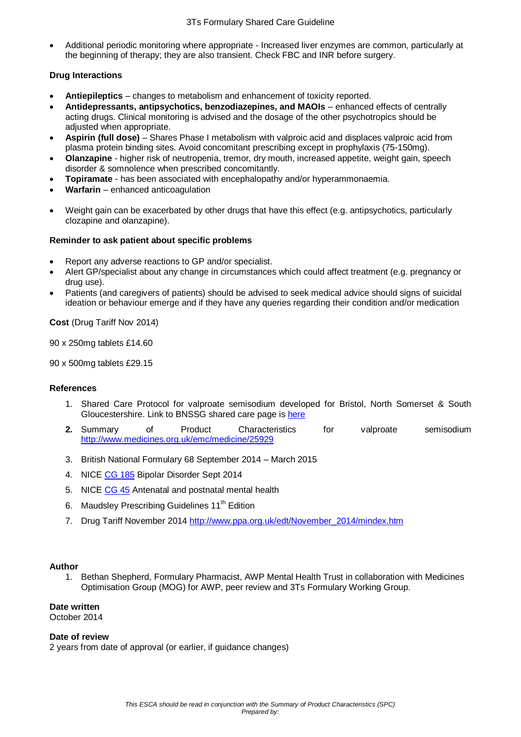- Additional periodic monitoring where appropriate - Increased liver enzymes are common, particularly at the beginning of therapy; they are also transient. Check FBC and INR before surgery.

**Drug Interactions**

- **Antiepileptics** – changes to metabolism and enhancement of toxicity reported.
- **Antidepressants, antipsychotics, benzodiazepines, and MAOIs** – enhanced effects of centrally acting drugs. Clinical monitoring is advised and the dosage of the other psychotropics should be adjusted when appropriate.
- **Aspirin (full dose)** – Shares Phase I metabolism with valproic acid and displaces valproic acid from plasma protein binding sites. Avoid concomitant prescribing except in prophylaxis (75-150mg).
- **Olanzapine** - higher risk of neutropenia, tremor, dry mouth, increased appetite, weight gain, speech disorder & somnolence when prescribed concomitantly.
- **Topiramate** - has been associated with encephalopathy and/or hyperammonaemia.
- **Warfarin** – enhanced anticoagulation

- Weight gain can be exacerbated by other drugs that have this effect (e.g. antipsychotics, particularly clozapine and olanzapine).

**Reminder to ask patient about specific problems**

- Report any adverse reactions to GP and/or specialist.
- Alert GP/specialist about any change in circumstances which could affect treatment (e.g. pregnancy or drug use).
- Patients (and caregivers of patients) should be advised to seek medical advice should signs of suicidal ideation or behaviour emerge and if they have any queries regarding their condition and/or medication

**Cost** (Drug Tariff Nov 2014)

90 x 250mg tablets £14.60

90 x 500mg tablets £29.15

**References**

1. Shared Care Protocol for valproate semisodium developed for Bristol, North Somerset & South Gloucestershire. Link to BNSSG shared care page is here
2. Summary of Product Characteristics for valproate semisodium http://www.medicines.org.uk/emc/medicine/25929
3. British National Formulary 68 September 2014 – March 2015
4. NICE CG 185 Bipolar Disorder Sept 2014
5. NICE CG 45 Antenatal and postnatal mental health
6. Maudsley Prescribing Guidelines 11th Edition
7. Drug Tariff November 2014 http://www.ppa.org.uk/edt/November_2014/mindex.htm

**Author**

1. Bethan Shepherd, Formulary Pharmacist, AWP Mental Health Trust in collaboration with Medicines Optimisation Group (MOG) for AWP, peer review and 3Ts Formulary Working Group.

**Date written**
October 2014

**Date of review**
2 years from date of approval (or earlier, if guidance changes)

*This ESCA should be read in conjunction with the Summary of Product Characteristics (SPC)*
*Prepared by:*